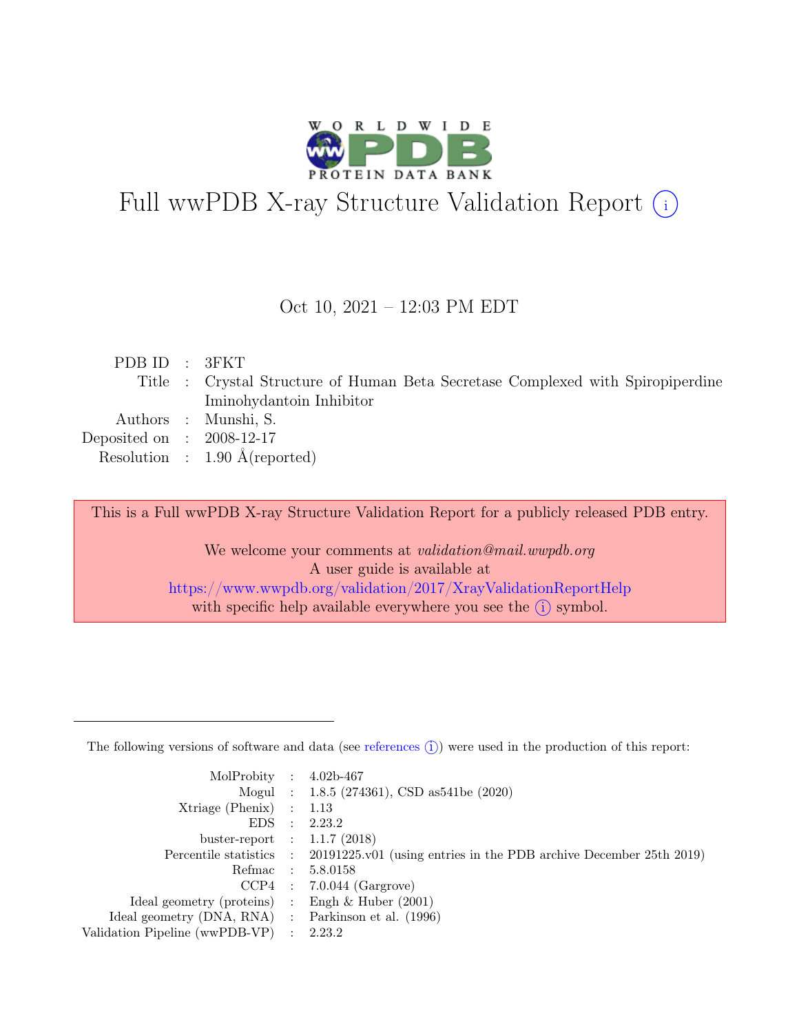# Full wwPDB X-ray Structure Validation Report (i)

Oct 10, 2021 – 12:03 PM EDT

| | | |
|---|---|---|
| PDB ID | : | 3FKT |
| Title | : | Crystal Structure of Human Beta Secretase Complexed with Spiropiperdine Iminohydantoin Inhibitor |
| Authors | : | Munshi, S. |
| Deposited on | : | 2008-12-17 |
| Resolution | : | 1.90 Å(reported) |

This is a Full wwPDB X-ray Structure Validation Report for a publicly released PDB entry.

We welcome your comments at *validation@mail.wwpdb.org*
A user guide is available at
https://www.wwpdb.org/validation/2017/XrayValidationReportHelp
with specific help available everywhere you see the (i) symbol.

---

The following versions of software and data (see references (i)) were used in the production of this report:

| | | |
|---|---|---|
| MolProbity | : | 4.02b-467 |
| Mogul | : | 1.8.5 (274361), CSD as541be (2020) |
| Xtriage (Phenix) | : | 1.13 |
| EDS | : | 2.23.2 |
| buster-report | : | 1.1.7 (2018) |
| Percentile statistics | : | 20191225.v01 (using entries in the PDB archive December 25th 2019) |
| Refmac | : | 5.8.0158 |
| CCP4 | : | 7.0.044 (Gargrove) |
| Ideal geometry (proteins) | : | Engh & Huber (2001) |
| Ideal geometry (DNA, RNA) | : | Parkinson et al. (1996) |
| Validation Pipeline (wwPDB-VP) | : | 2.23.2 |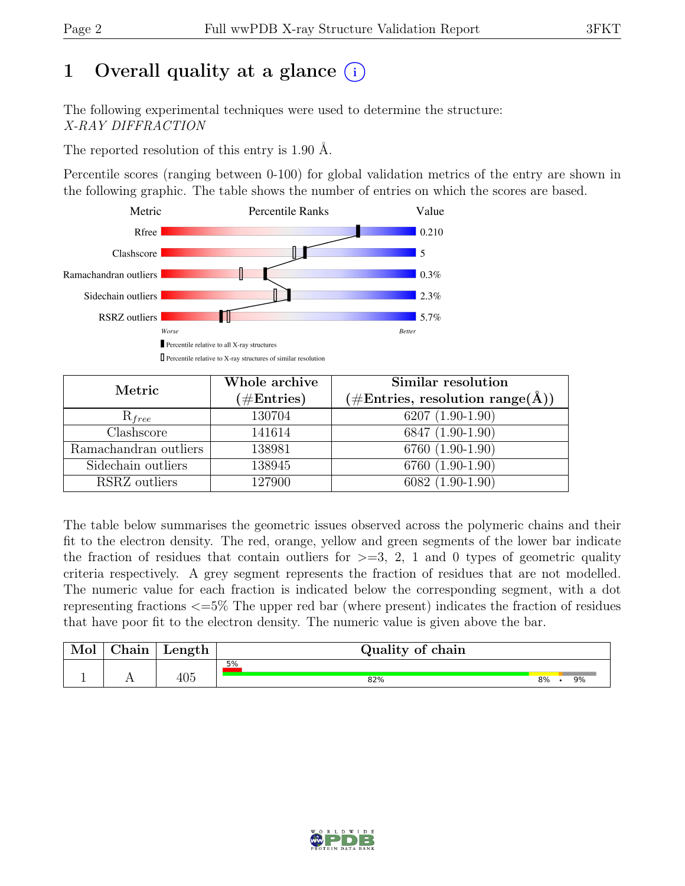# 1 Overall quality at a glance (i)

The following experimental techniques were used to determine the structure:
*X-RAY DIFFRACTION*

The reported resolution of this entry is 1.90 Å.

Percentile scores (ranging between 0-100) for global validation metrics of the entry are shown in the following graphic. The table shows the number of entries on which the scores are based.

| Metric | Value |
|---|---|
| Rfree | 0.210 |
| Clashscore | 5 |
| Ramachandran outliers | 0.3% |
| Sidechain outliers | 2.3% |
| RSRZ outliers | 5.7% |

Worse — Better

▮ Percentile relative to all X-ray structures

▯ Percentile relative to X-ray structures of similar resolution

| Metric | Whole archive (#Entries) | Similar resolution (#Entries, resolution range(Å)) |
|---|---|---|
| $R_{free}$ | 130704 | 6207 (1.90-1.90) |
| Clashscore | 141614 | 6847 (1.90-1.90) |
| Ramachandran outliers | 138981 | 6760 (1.90-1.90) |
| Sidechain outliers | 138945 | 6760 (1.90-1.90) |
| RSRZ outliers | 127900 | 6082 (1.90-1.90) |

The table below summarises the geometric issues observed across the polymeric chains and their fit to the electron density. The red, orange, yellow and green segments of the lower bar indicate the fraction of residues that contain outliers for >=3, 2, 1 and 0 types of geometric quality criteria respectively. A grey segment represents the fraction of residues that are not modelled. The numeric value for each fraction is indicated below the corresponding segment, with a dot representing fractions <=5% The upper red bar (where present) indicates the fraction of residues that have poor fit to the electron density. The numeric value is given above the bar.

| Mol | Chain | Length | Quality of chain |
|---|---|---|---|
| 1 | A | 405 | 5% (upper); 82% · 8% · • · 9% |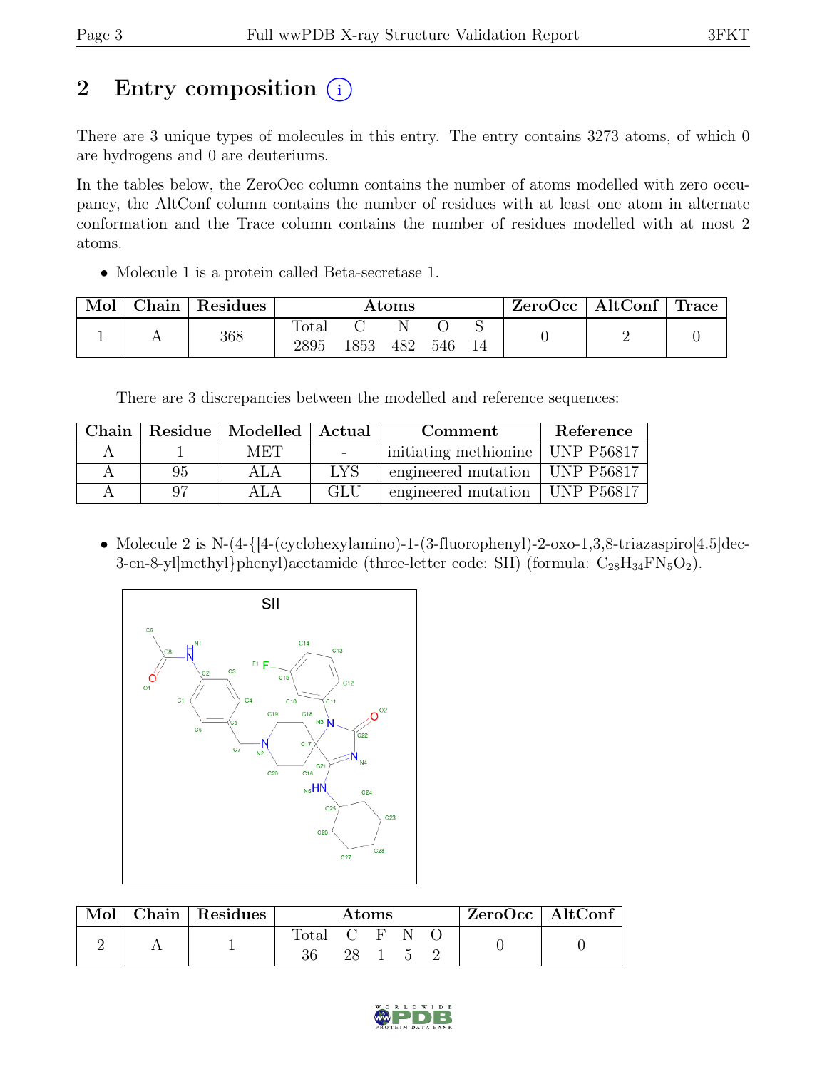## 2 Entry composition

There are 3 unique types of molecules in this entry. The entry contains 3273 atoms, of which 0 are hydrogens and 0 are deuteriums.

In the tables below, the ZeroOcc column contains the number of atoms modelled with zero occupancy, the AltConf column contains the number of residues with at least one atom in alternate conformation and the Trace column contains the number of residues modelled with at most 2 atoms.

- Molecule 1 is a protein called Beta-secretase 1.

| Mol | Chain | Residues | Atoms | | | | | ZeroOcc | AltConf | Trace |
|---|---|---|---|---|---|---|---|---|---|---|
| | | | Total | C | N | O | S | | | |
| 1 | A | 368 | 2895 | 1853 | 482 | 546 | 14 | 0 | 2 | 0 |

There are 3 discrepancies between the modelled and reference sequences:

| Chain | Residue | Modelled | Actual | Comment | Reference |
|---|---|---|---|---|---|
| A | 1 | MET | - | initiating methionine | UNP P56817 |
| A | 95 | ALA | LYS | engineered mutation | UNP P56817 |
| A | 97 | ALA | GLU | engineered mutation | UNP P56817 |

- Molecule 2 is N-(4-{[4-(cyclohexylamino)-1-(3-fluorophenyl)-2-oxo-1,3,8-triazaspiro[4.5]dec-3-en-8-yl]methyl}phenyl)acetamide (three-letter code: SII) (formula: $C_{28}H_{34}FN_5O_2$).

| Mol | Chain | Residues | Atoms | | | | | ZeroOcc | AltConf |
|---|---|---|---|---|---|---|---|---|---|
| | | | Total | C | F | N | O | | |
| 2 | A | 1 | 36 | 28 | 1 | 5 | 2 | 0 | 0 |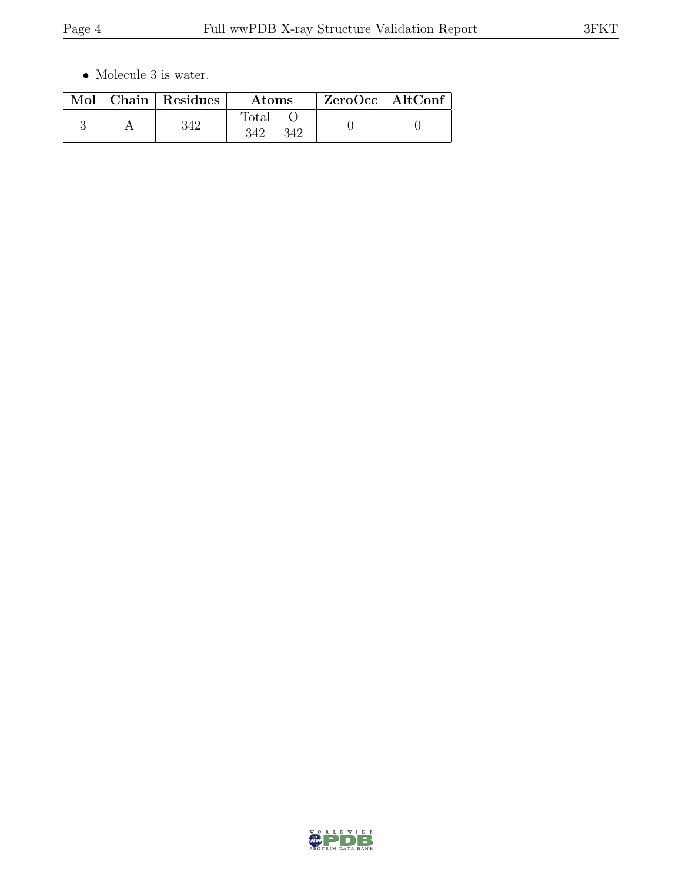- Molecule 3 is water.

| Mol | Chain | Residues | Atoms | | ZeroOcc | AltConf |
|---|---|---|---|---|---|---|
| | | | Total | O | | |
| 3 | A | 342 | 342 | 342 | 0 | 0 |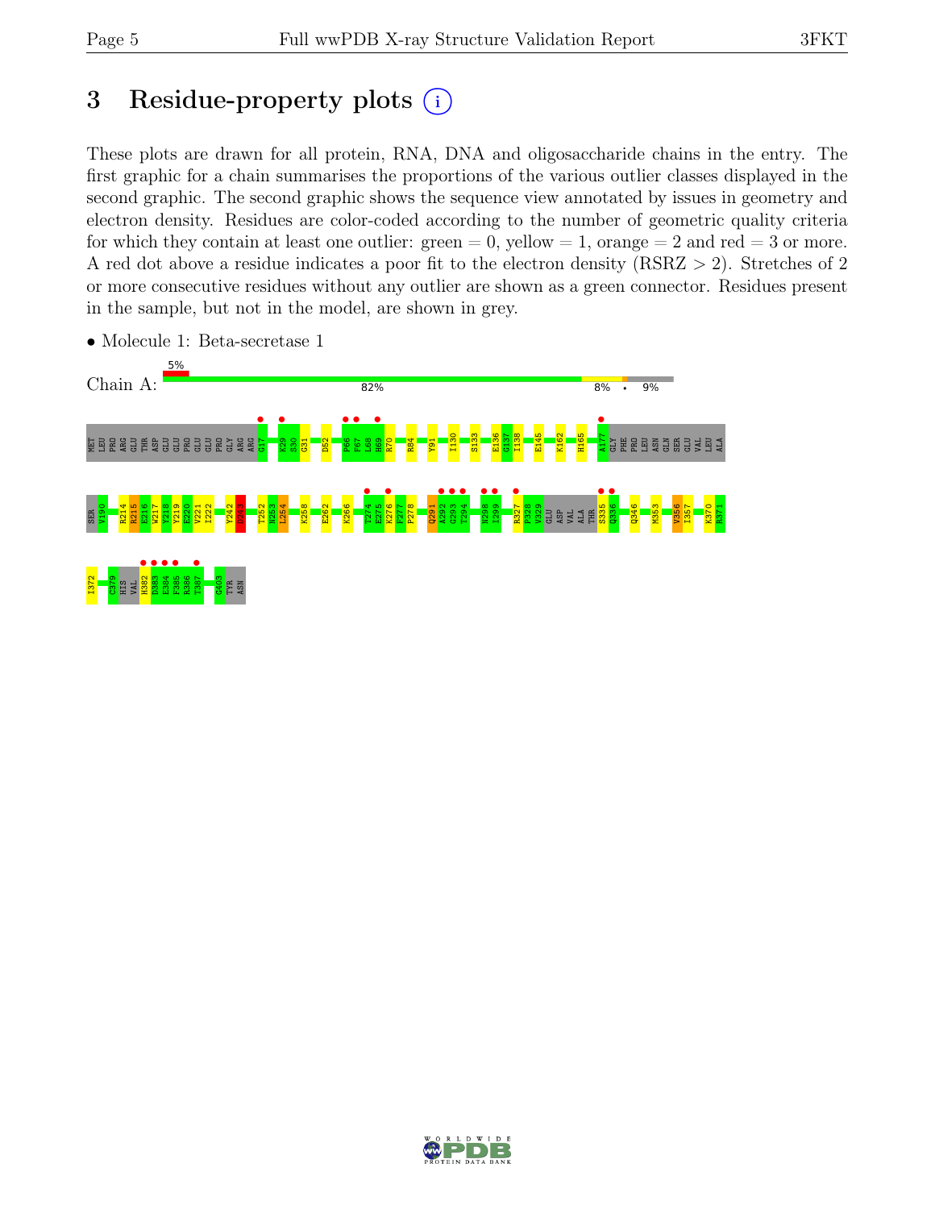# 3 Residue-property plots

These plots are drawn for all protein, RNA, DNA and oligosaccharide chains in the entry. The first graphic for a chain summarises the proportions of the various outlier classes displayed in the second graphic. The second graphic shows the sequence view annotated by issues in geometry and electron density. Residues are color-coded according to the number of geometric quality criteria for which they contain at least one outlier: green = 0, yellow = 1, orange = 2 and red = 3 or more. A red dot above a residue indicates a poor fit to the electron density (RSRZ > 2). Stretches of 2 or more consecutive residues without any outlier are shown as a green connector. Residues present in the sample, but not in the model, are shown in grey.

- Molecule 1: Beta-secretase 1

Chain A: 5% | 82% | 8% | • | 9%

MET LEU PRO ARG GLU THR ASP GLU GLU PRO GLU GLU PRO GLY ARG ARG G17 K29 S30 G31 D52 P66 F67 L68 H69 R70 R84 Y91 I130 S133 E136 G137 I138 E145 K162 H165 A177 GLY PHE PRO LEU ASN GLN SER GLU VAL LEU ALA SER V190 R214 R215 E216 W217 Y218 Y219 E220 V221 I222 Y242 D243 T252 N253 L254 K258 E262 K266 T274 E275 K276 F277 P278 Q291 A292 G293 T294 N298 I299 R327 P328 V329 GLU ASP VAL ALA THR S335 Q336 Q346 M353 V356 I357 K370 R371 I372 C379 HIS VAL H382 D383 E384 F385 R386 T387 G403 TYR ASN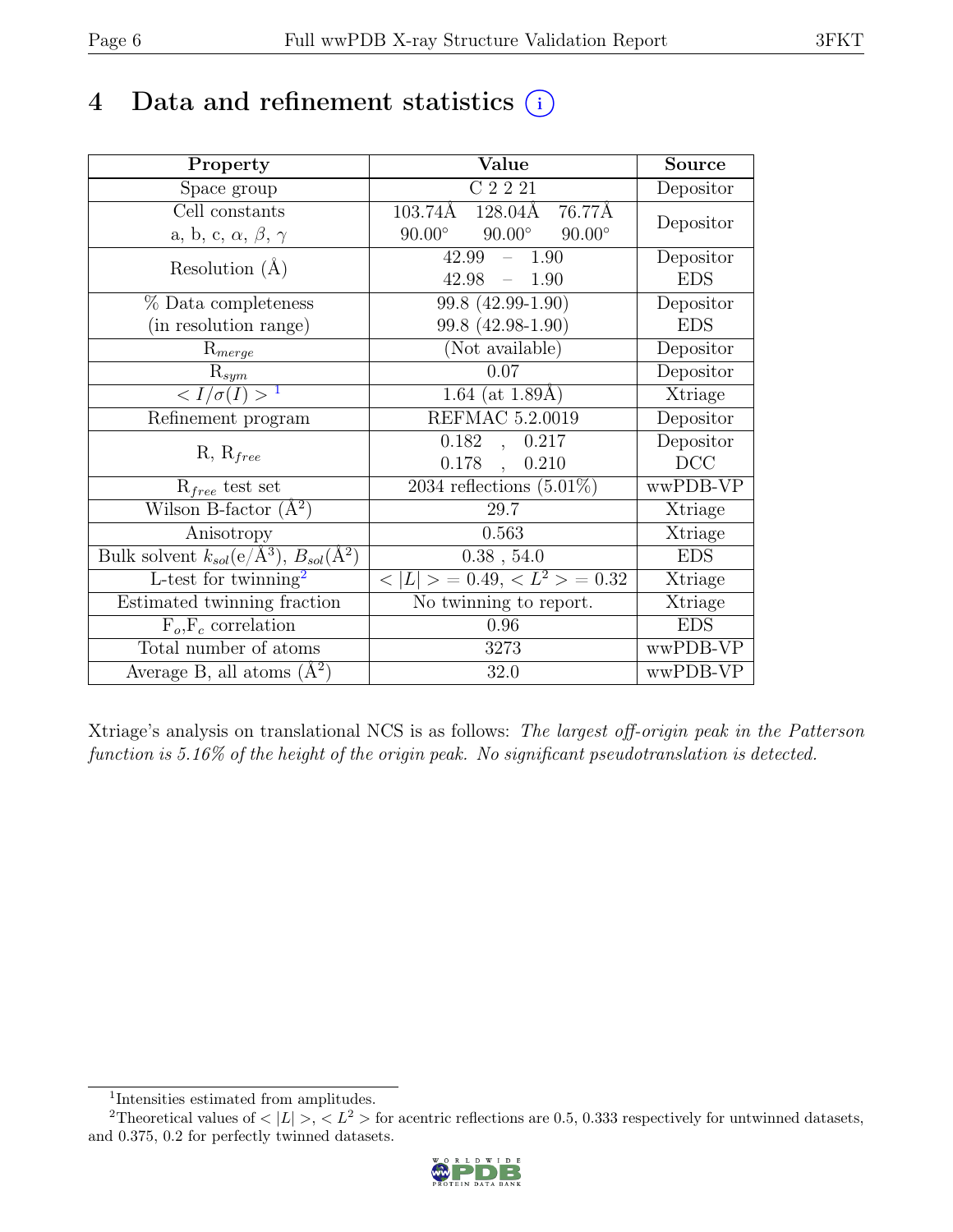# 4 Data and refinement statistics

| Property | Value | Source |
|---|---|---|
| Space group | C 2 2 21 | Depositor |
| Cell constants<br>a, b, c, $\alpha$, $\beta$, $\gamma$ | 103.74Å 128.04Å 76.77Å<br>90.00° 90.00° 90.00° | Depositor |
| Resolution (Å) | 42.99 – 1.90<br>42.98 – 1.90 | Depositor<br>EDS |
| % Data completeness<br>(in resolution range) | 99.8 (42.99-1.90)<br>99.8 (42.98-1.90) | Depositor<br>EDS |
| $R_{merge}$ | (Not available) | Depositor |
| $R_{sym}$ | 0.07 | Depositor |
| $< I/\sigma(I) >$ [1] | 1.64 (at 1.89Å) | Xtriage |
| Refinement program | REFMAC 5.2.0019 | Depositor |
| R, $R_{free}$ | 0.182 , 0.217<br>0.178 , 0.210 | Depositor<br>DCC |
| $R_{free}$ test set | 2034 reflections (5.01%) | wwPDB-VP |
| Wilson B-factor (Å$^2$) | 29.7 | Xtriage |
| Anisotropy | 0.563 | Xtriage |
| Bulk solvent $k_{sol}$(e/Å$^3$), $B_{sol}$(Å$^2$) | 0.38 , 54.0 | EDS |
| L-test for twinning[2] | $< \|L\| > = 0.49$, $< L^2 > = 0.32$ | Xtriage |
| Estimated twinning fraction | No twinning to report. | Xtriage |
| $F_o$,$F_c$ correlation | 0.96 | EDS |
| Total number of atoms | 3273 | wwPDB-VP |
| Average B, all atoms (Å$^2$) | 32.0 | wwPDB-VP |

Xtriage's analysis on translational NCS is as follows: *The largest off-origin peak in the Patterson function is 5.16% of the height of the origin peak. No significant pseudotranslation is detected.*

[1] Intensities estimated from amplitudes.

[2] Theoretical values of $< |L| >$, $< L^2 >$ for acentric reflections are 0.5, 0.333 respectively for untwinned datasets, and 0.375, 0.2 for perfectly twinned datasets.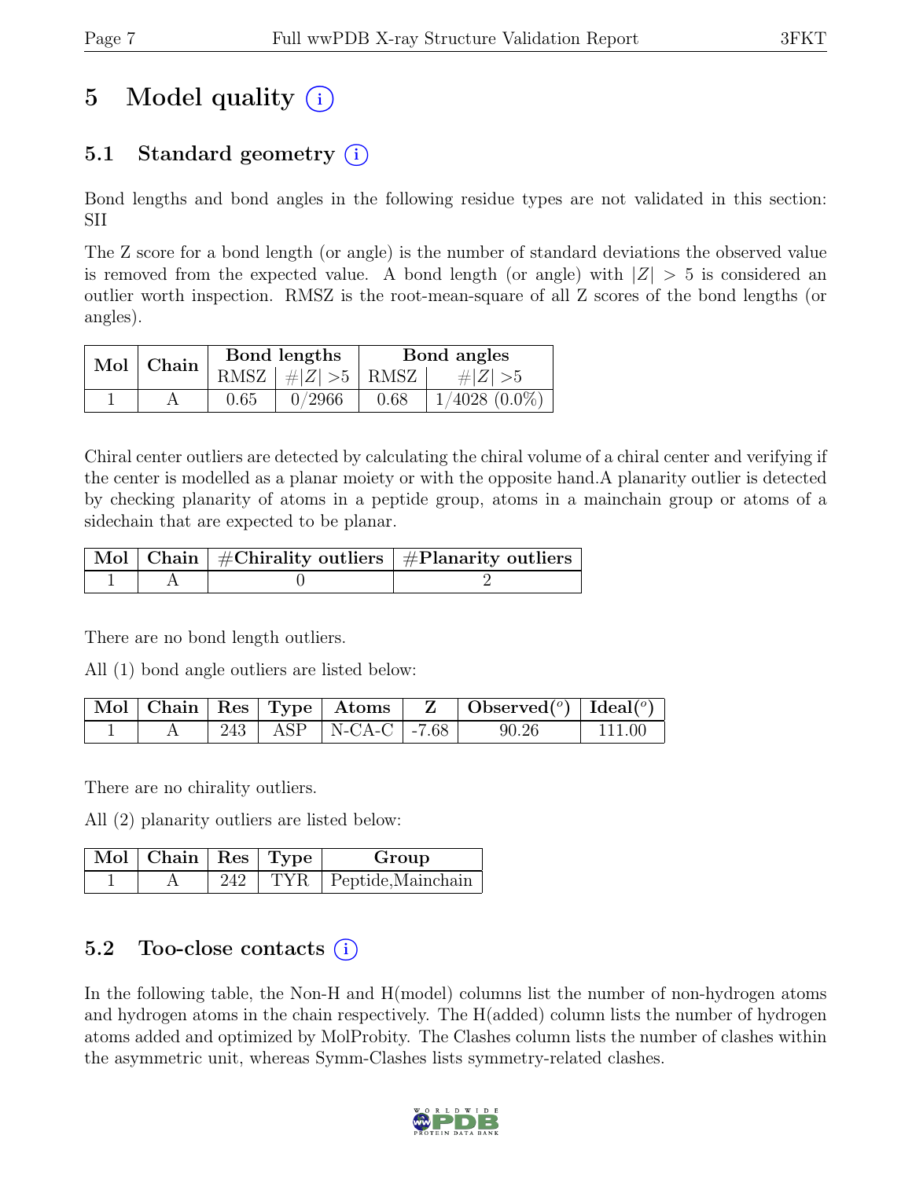# 5 Model quality (i)

## 5.1 Standard geometry (i)

Bond lengths and bond angles in the following residue types are not validated in this section: SII

The Z score for a bond length (or angle) is the number of standard deviations the observed value is removed from the expected value. A bond length (or angle) with $|Z| > 5$ is considered an outlier worth inspection. RMSZ is the root-mean-square of all Z scores of the bond lengths (or angles).

| Mol | Chain | Bond lengths | | Bond angles | |
|---|---|---|---|---|---|
| | | RMSZ | $\#\|Z\| > 5$ | RMSZ | $\#\|Z\| > 5$ |
| 1 | A | 0.65 | 0/2966 | 0.68 | 1/4028 (0.0%) |

Chiral center outliers are detected by calculating the chiral volume of a chiral center and verifying if the center is modelled as a planar moiety or with the opposite hand.A planarity outlier is detected by checking planarity of atoms in a peptide group, atoms in a mainchain group or atoms of a sidechain that are expected to be planar.

| Mol | Chain | #Chirality outliers | #Planarity outliers |
|---|---|---|---|
| 1 | A | 0 | 2 |

There are no bond length outliers.

All (1) bond angle outliers are listed below:

| Mol | Chain | Res | Type | Atoms | Z | Observed($^o$) | Ideal($^o$) |
|---|---|---|---|---|---|---|---|
| 1 | A | 243 | ASP | N-CA-C | -7.68 | 90.26 | 111.00 |

There are no chirality outliers.

All (2) planarity outliers are listed below:

| Mol | Chain | Res | Type | Group |
|---|---|---|---|---|
| 1 | A | 242 | TYR | Peptide,Mainchain |

## 5.2 Too-close contacts (i)

In the following table, the Non-H and H(model) columns list the number of non-hydrogen atoms and hydrogen atoms in the chain respectively. The H(added) column lists the number of hydrogen atoms added and optimized by MolProbity. The Clashes column lists the number of clashes within the asymmetric unit, whereas Symm-Clashes lists symmetry-related clashes.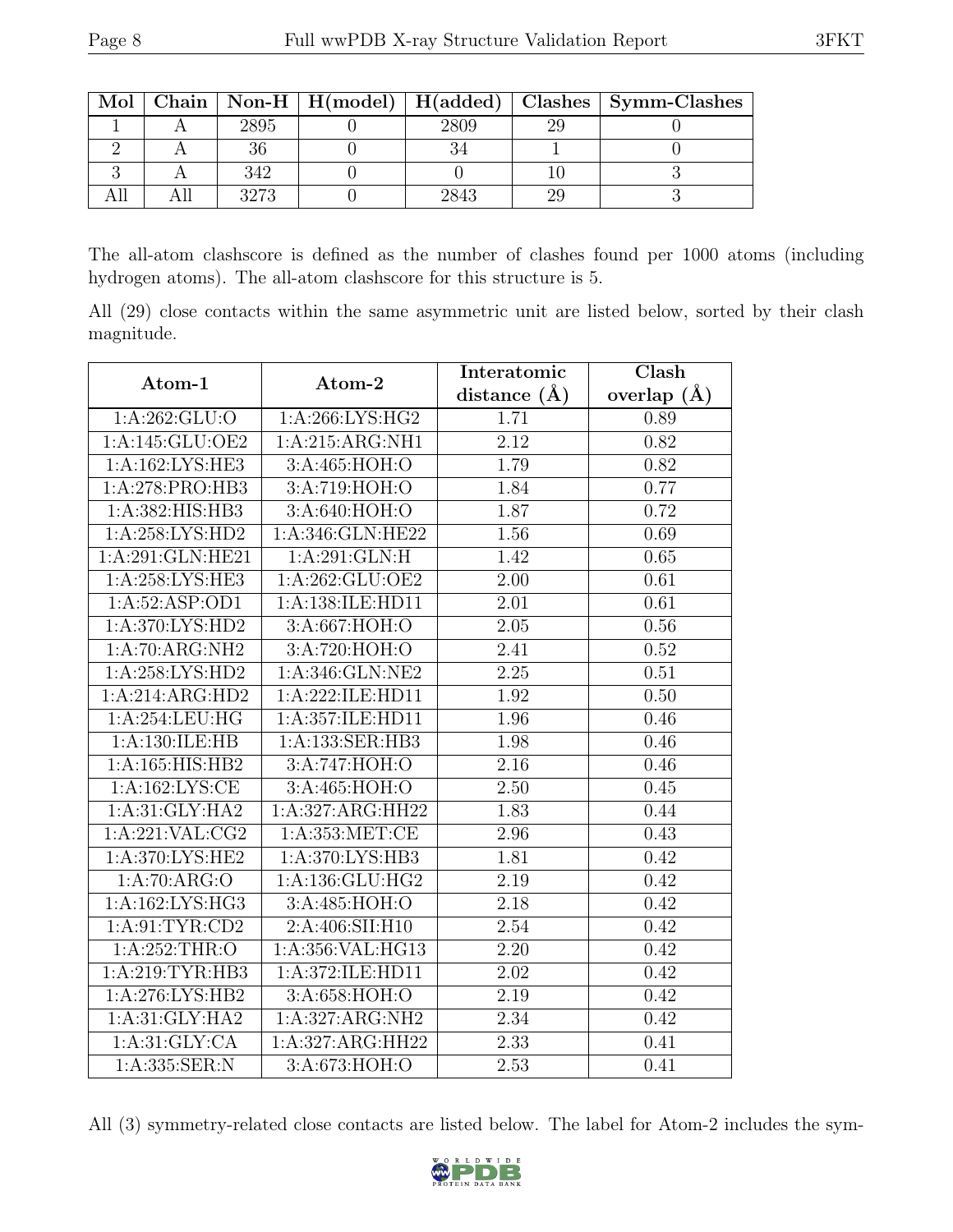| Mol | Chain | Non-H | H(model) | H(added) | Clashes | Symm-Clashes |
|---|---|---|---|---|---|---|
| 1 | A | 2895 | 0 | 2809 | 29 | 0 |
| 2 | A | 36 | 0 | 34 | 1 | 0 |
| 3 | A | 342 | 0 | 0 | 10 | 3 |
| All | All | 3273 | 0 | 2843 | 29 | 3 |

The all-atom clashscore is defined as the number of clashes found per 1000 atoms (including hydrogen atoms). The all-atom clashscore for this structure is 5.

All (29) close contacts within the same asymmetric unit are listed below, sorted by their clash magnitude.

| Atom-1 | Atom-2 | Interatomic distance (Å) | Clash overlap (Å) |
|---|---|---|---|
| 1:A:262:GLU:O | 1:A:266:LYS:HG2 | 1.71 | 0.89 |
| 1:A:145:GLU:OE2 | 1:A:215:ARG:NH1 | 2.12 | 0.82 |
| 1:A:162:LYS:HE3 | 3:A:465:HOH:O | 1.79 | 0.82 |
| 1:A:278:PRO:HB3 | 3:A:719:HOH:O | 1.84 | 0.77 |
| 1:A:382:HIS:HB3 | 3:A:640:HOH:O | 1.87 | 0.72 |
| 1:A:258:LYS:HD2 | 1:A:346:GLN:HE22 | 1.56 | 0.69 |
| 1:A:291:GLN:HE21 | 1:A:291:GLN:H | 1.42 | 0.65 |
| 1:A:258:LYS:HE3 | 1:A:262:GLU:OE2 | 2.00 | 0.61 |
| 1:A:52:ASP:OD1 | 1:A:138:ILE:HD11 | 2.01 | 0.61 |
| 1:A:370:LYS:HD2 | 3:A:667:HOH:O | 2.05 | 0.56 |
| 1:A:70:ARG:NH2 | 3:A:720:HOH:O | 2.41 | 0.52 |
| 1:A:258:LYS:HD2 | 1:A:346:GLN:NE2 | 2.25 | 0.51 |
| 1:A:214:ARG:HD2 | 1:A:222:ILE:HD11 | 1.92 | 0.50 |
| 1:A:254:LEU:HG | 1:A:357:ILE:HD11 | 1.96 | 0.46 |
| 1:A:130:ILE:HB | 1:A:133:SER:HB3 | 1.98 | 0.46 |
| 1:A:165:HIS:HB2 | 3:A:747:HOH:O | 2.16 | 0.46 |
| 1:A:162:LYS:CE | 3:A:465:HOH:O | 2.50 | 0.45 |
| 1:A:31:GLY:HA2 | 1:A:327:ARG:HH22 | 1.83 | 0.44 |
| 1:A:221:VAL:CG2 | 1:A:353:MET:CE | 2.96 | 0.43 |
| 1:A:370:LYS:HE2 | 1:A:370:LYS:HB3 | 1.81 | 0.42 |
| 1:A:70:ARG:O | 1:A:136:GLU:HG2 | 2.19 | 0.42 |
| 1:A:162:LYS:HG3 | 3:A:485:HOH:O | 2.18 | 0.42 |
| 1:A:91:TYR:CD2 | 2:A:406:SII:H10 | 2.54 | 0.42 |
| 1:A:252:THR:O | 1:A:356:VAL:HG13 | 2.20 | 0.42 |
| 1:A:219:TYR:HB3 | 1:A:372:ILE:HD11 | 2.02 | 0.42 |
| 1:A:276:LYS:HB2 | 3:A:658:HOH:O | 2.19 | 0.42 |
| 1:A:31:GLY:HA2 | 1:A:327:ARG:NH2 | 2.34 | 0.42 |
| 1:A:31:GLY:CA | 1:A:327:ARG:HH22 | 2.33 | 0.41 |
| 1:A:335:SER:N | 3:A:673:HOH:O | 2.53 | 0.41 |

All (3) symmetry-related close contacts are listed below. The label for Atom-2 includes the sym-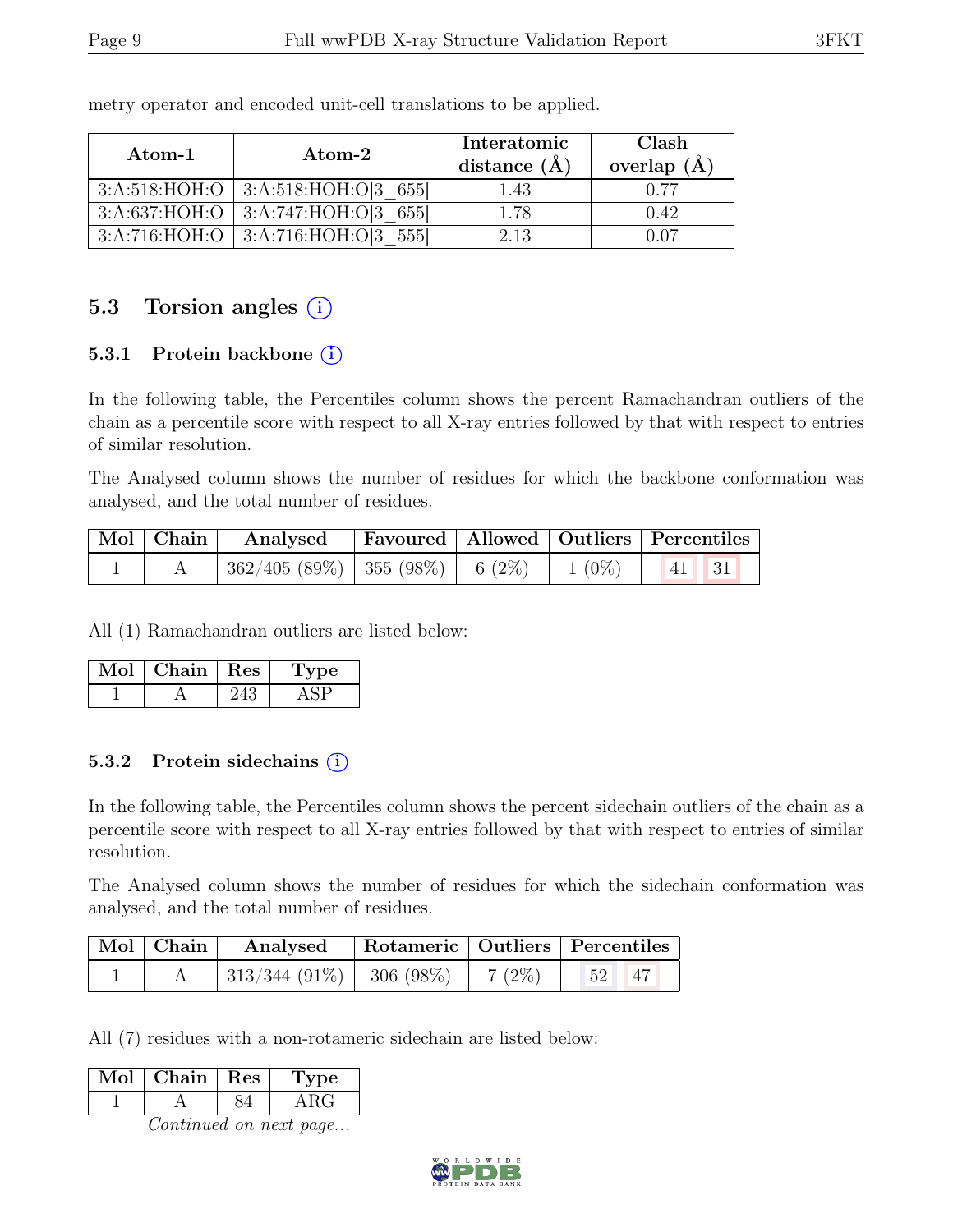metry operator and encoded unit-cell translations to be applied.

| Atom-1 | Atom-2 | Interatomic distance (Å) | Clash overlap (Å) |
|---|---|---|---|
| 3:A:518:HOH:O | 3:A:518:HOH:O[3_655] | 1.43 | 0.77 |
| 3:A:637:HOH:O | 3:A:747:HOH:O[3_655] | 1.78 | 0.42 |
| 3:A:716:HOH:O | 3:A:716:HOH:O[3_555] | 2.13 | 0.07 |

## 5.3 Torsion angles

### 5.3.1 Protein backbone

In the following table, the Percentiles column shows the percent Ramachandran outliers of the chain as a percentile score with respect to all X-ray entries followed by that with respect to entries of similar resolution.

The Analysed column shows the number of residues for which the backbone conformation was analysed, and the total number of residues.

| Mol | Chain | Analysed | Favoured | Allowed | Outliers | Percentiles | |
|---|---|---|---|---|---|---|---|
| 1 | A | 362/405 (89%) | 355 (98%) | 6 (2%) | 1 (0%) | 41 | 31 |

All (1) Ramachandran outliers are listed below:

| Mol | Chain | Res | Type |
|---|---|---|---|
| 1 | A | 243 | ASP |

### 5.3.2 Protein sidechains

In the following table, the Percentiles column shows the percent sidechain outliers of the chain as a percentile score with respect to all X-ray entries followed by that with respect to entries of similar resolution.

The Analysed column shows the number of residues for which the sidechain conformation was analysed, and the total number of residues.

| Mol | Chain | Analysed | Rotameric | Outliers | Percentiles | |
|---|---|---|---|---|---|---|
| 1 | A | 313/344 (91%) | 306 (98%) | 7 (2%) | 52 | 47 |

All (7) residues with a non-rotameric sidechain are listed below:

| Mol | Chain | Res | Type |
|---|---|---|---|
| 1 | A | 84 | ARG |

*Continued on next page...*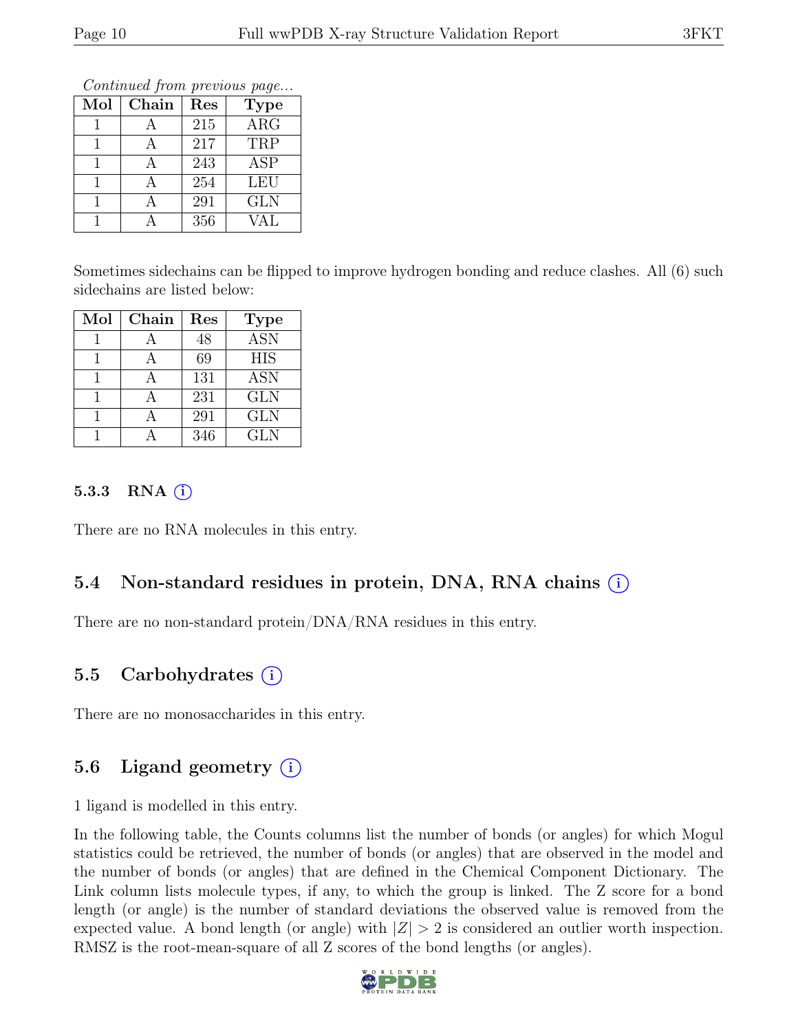*Continued from previous page...*

| Mol | Chain | Res | Type |
|---|---|---|---|
| 1 | A | 215 | ARG |
| 1 | A | 217 | TRP |
| 1 | A | 243 | ASP |
| 1 | A | 254 | LEU |
| 1 | A | 291 | GLN |
| 1 | A | 356 | VAL |

Sometimes sidechains can be flipped to improve hydrogen bonding and reduce clashes. All (6) such sidechains are listed below:

| Mol | Chain | Res | Type |
|---|---|---|---|
| 1 | A | 48 | ASN |
| 1 | A | 69 | HIS |
| 1 | A | 131 | ASN |
| 1 | A | 231 | GLN |
| 1 | A | 291 | GLN |
| 1 | A | 346 | GLN |

#### 5.3.3 RNA (i)

There are no RNA molecules in this entry.

### 5.4 Non-standard residues in protein, DNA, RNA chains (i)

There are no non-standard protein/DNA/RNA residues in this entry.

### 5.5 Carbohydrates (i)

There are no monosaccharides in this entry.

### 5.6 Ligand geometry (i)

1 ligand is modelled in this entry.

In the following table, the Counts columns list the number of bonds (or angles) for which Mogul statistics could be retrieved, the number of bonds (or angles) that are observed in the model and the number of bonds (or angles) that are defined in the Chemical Component Dictionary. The Link column lists molecule types, if any, to which the group is linked. The Z score for a bond length (or angle) is the number of standard deviations the observed value is removed from the expected value. A bond length (or angle) with $|Z| > 2$ is considered an outlier worth inspection. RMSZ is the root-mean-square of all Z scores of the bond lengths (or angles).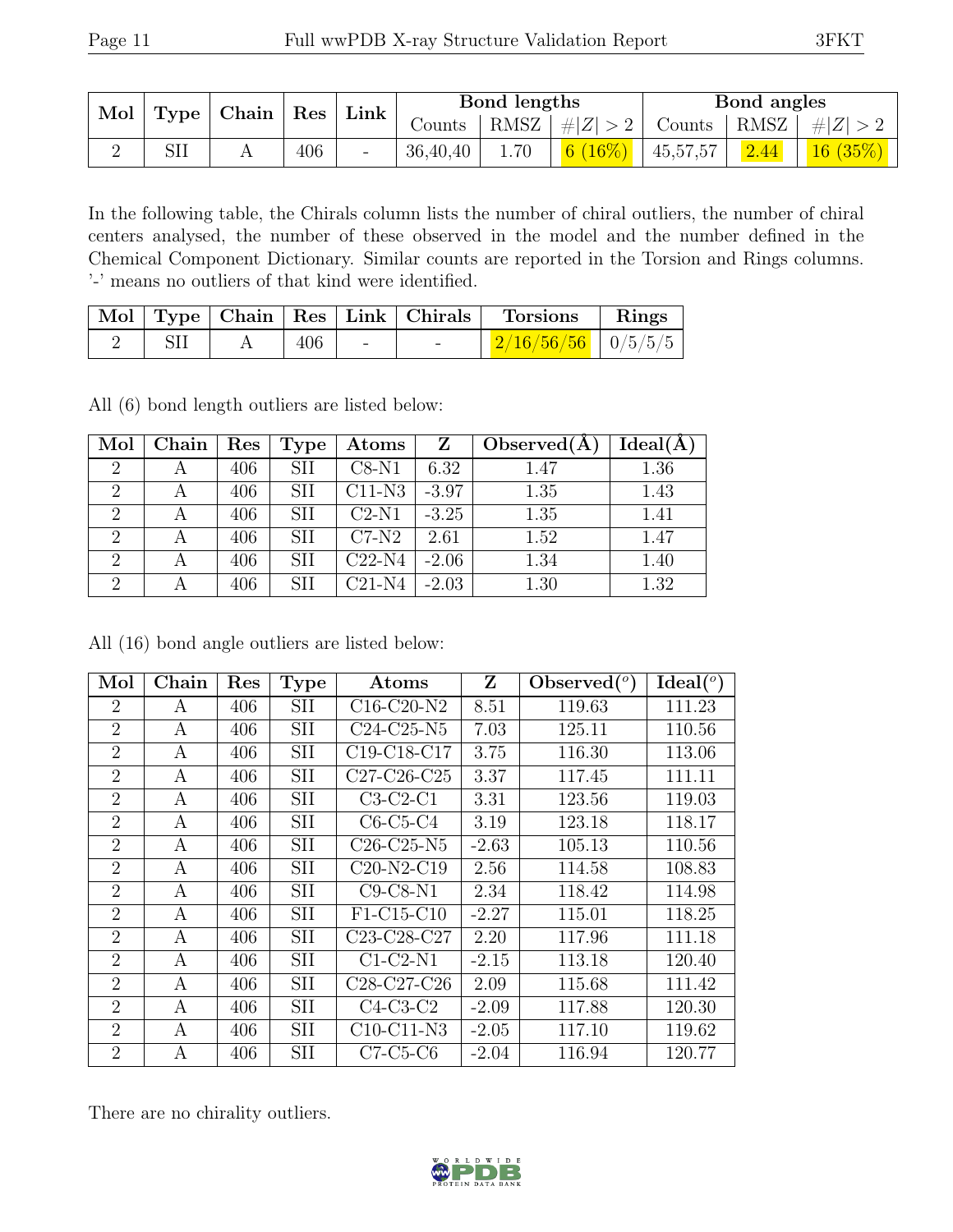| Mol | Type | Chain | Res | Link | Bond lengths | | | Bond angles | | |
|---|---|---|---|---|---|---|---|---|---|---|
| | | | | | Counts | RMSZ | #\|Z\| > 2 | Counts | RMSZ | #\|Z\| > 2 |
| 2 | SII | A | 406 | - | 36,40,40 | 1.70 | 6 (16%) | 45,57,57 | 2.44 | 16 (35%) |

In the following table, the Chirals column lists the number of chiral outliers, the number of chiral centers analysed, the number of these observed in the model and the number defined in the Chemical Component Dictionary. Similar counts are reported in the Torsion and Rings columns. '-' means no outliers of that kind were identified.

| Mol | Type | Chain | Res | Link | Chirals | Torsions | Rings |
|---|---|---|---|---|---|---|---|
| 2 | SII | A | 406 | - | - | 2/16/56/56 | 0/5/5/5 |

All (6) bond length outliers are listed below:

| Mol | Chain | Res | Type | Atoms | Z | Observed(Å) | Ideal(Å) |
|---|---|---|---|---|---|---|---|
| 2 | A | 406 | SII | C8-N1 | 6.32 | 1.47 | 1.36 |
| 2 | A | 406 | SII | C11-N3 | -3.97 | 1.35 | 1.43 |
| 2 | A | 406 | SII | C2-N1 | -3.25 | 1.35 | 1.41 |
| 2 | A | 406 | SII | C7-N2 | 2.61 | 1.52 | 1.47 |
| 2 | A | 406 | SII | C22-N4 | -2.06 | 1.34 | 1.40 |
| 2 | A | 406 | SII | C21-N4 | -2.03 | 1.30 | 1.32 |

All (16) bond angle outliers are listed below:

| Mol | Chain | Res | Type | Atoms | Z | Observed(°) | Ideal(°) |
|---|---|---|---|---|---|---|---|
| 2 | A | 406 | SII | C16-C20-N2 | 8.51 | 119.63 | 111.23 |
| 2 | A | 406 | SII | C24-C25-N5 | 7.03 | 125.11 | 110.56 |
| 2 | A | 406 | SII | C19-C18-C17 | 3.75 | 116.30 | 113.06 |
| 2 | A | 406 | SII | C27-C26-C25 | 3.37 | 117.45 | 111.11 |
| 2 | A | 406 | SII | C3-C2-C1 | 3.31 | 123.56 | 119.03 |
| 2 | A | 406 | SII | C6-C5-C4 | 3.19 | 123.18 | 118.17 |
| 2 | A | 406 | SII | C26-C25-N5 | -2.63 | 105.13 | 110.56 |
| 2 | A | 406 | SII | C20-N2-C19 | 2.56 | 114.58 | 108.83 |
| 2 | A | 406 | SII | C9-C8-N1 | 2.34 | 118.42 | 114.98 |
| 2 | A | 406 | SII | F1-C15-C10 | -2.27 | 115.01 | 118.25 |
| 2 | A | 406 | SII | C23-C28-C27 | 2.20 | 117.96 | 111.18 |
| 2 | A | 406 | SII | C1-C2-N1 | -2.15 | 113.18 | 120.40 |
| 2 | A | 406 | SII | C28-C27-C26 | 2.09 | 115.68 | 111.42 |
| 2 | A | 406 | SII | C4-C3-C2 | -2.09 | 117.88 | 120.30 |
| 2 | A | 406 | SII | C10-C11-N3 | -2.05 | 117.10 | 119.62 |
| 2 | A | 406 | SII | C7-C5-C6 | -2.04 | 116.94 | 120.77 |

There are no chirality outliers.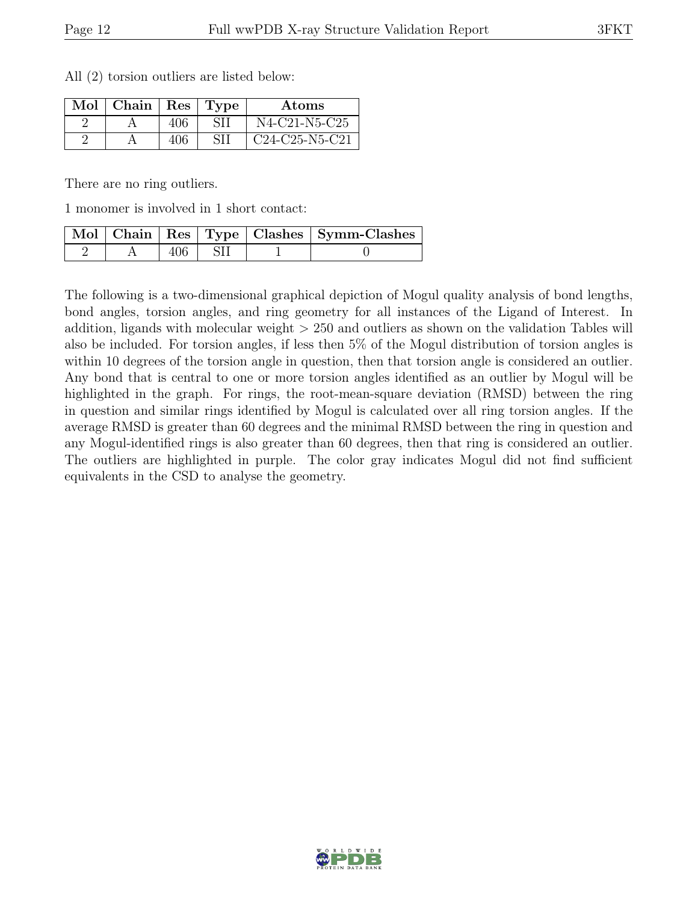All (2) torsion outliers are listed below:

| Mol | Chain | Res | Type | Atoms |
|---|---|---|---|---|
| 2 | A | 406 | SII | N4-C21-N5-C25 |
| 2 | A | 406 | SII | C24-C25-N5-C21 |

There are no ring outliers.

1 monomer is involved in 1 short contact:

| Mol | Chain | Res | Type | Clashes | Symm-Clashes |
|---|---|---|---|---|---|
| 2 | A | 406 | SII | 1 | 0 |

The following is a two-dimensional graphical depiction of Mogul quality analysis of bond lengths, bond angles, torsion angles, and ring geometry for all instances of the Ligand of Interest. In addition, ligands with molecular weight > 250 and outliers as shown on the validation Tables will also be included. For torsion angles, if less then 5% of the Mogul distribution of torsion angles is within 10 degrees of the torsion angle in question, then that torsion angle is considered an outlier. Any bond that is central to one or more torsion angles identified as an outlier by Mogul will be highlighted in the graph. For rings, the root-mean-square deviation (RMSD) between the ring in question and similar rings identified by Mogul is calculated over all ring torsion angles. If the average RMSD is greater than 60 degrees and the minimal RMSD between the ring in question and any Mogul-identified rings is also greater than 60 degrees, then that ring is considered an outlier. The outliers are highlighted in purple. The color gray indicates Mogul did not find sufficient equivalents in the CSD to analyse the geometry.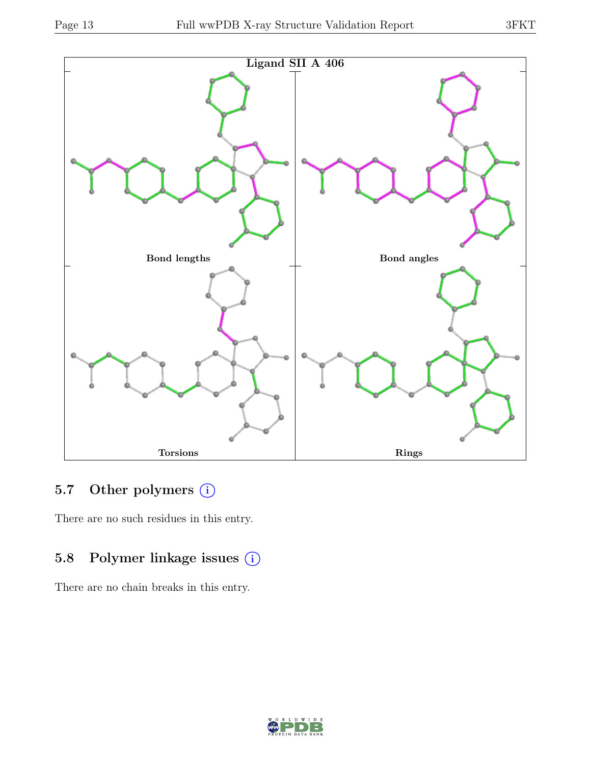Ligand SII A 406

Bond lengths

Bond angles

Torsions

Rings

## 5.7 Other polymers (i)

There are no such residues in this entry.

## 5.8 Polymer linkage issues (i)

There are no chain breaks in this entry.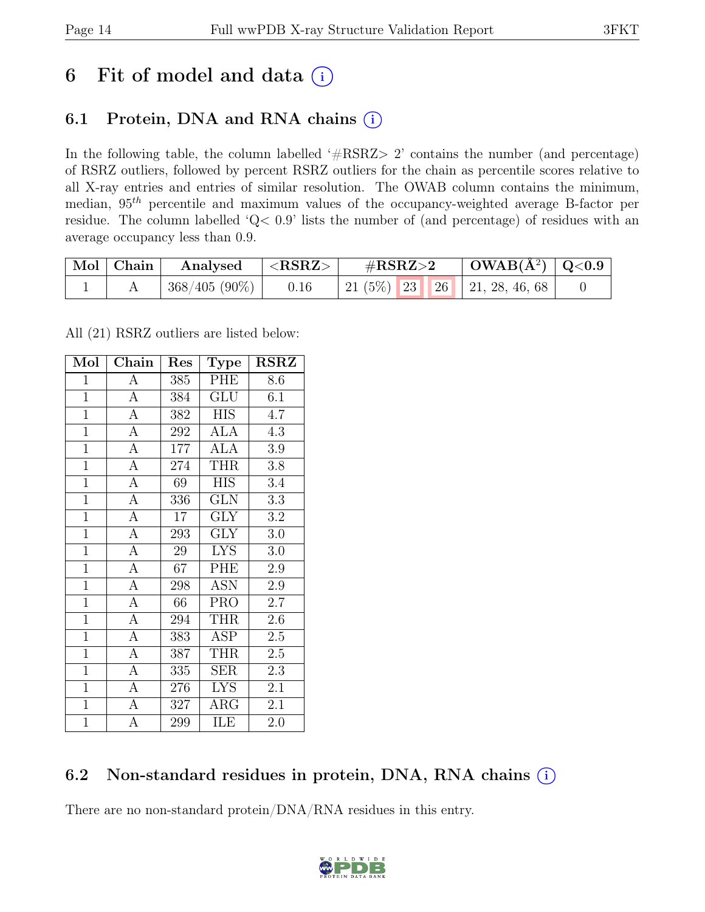# 6 Fit of model and data (i)

## 6.1 Protein, DNA and RNA chains (i)

In the following table, the column labelled '#RSRZ> 2' contains the number (and percentage) of RSRZ outliers, followed by percent RSRZ outliers for the chain as percentile scores relative to all X-ray entries and entries of similar resolution. The OWAB column contains the minimum, median, $95^{th}$ percentile and maximum values of the occupancy-weighted average B-factor per residue. The column labelled 'Q< 0.9' lists the number of (and percentage) of residues with an average occupancy less than 0.9.

| Mol | Chain | Analysed | <RSRZ> | #RSRZ>2 | | | OWAB(Å$^2$) | Q<0.9 |
|---|---|---|---|---|---|---|---|---|
| 1 | A | 368/405 (90%) | 0.16 | 21 (5%) | 23 | 26 | 21, 28, 46, 68 | 0 |

All (21) RSRZ outliers are listed below:

| Mol | Chain | Res | Type | RSRZ |
|---|---|---|---|---|
| 1 | A | 385 | PHE | 8.6 |
| 1 | A | 384 | GLU | 6.1 |
| 1 | A | 382 | HIS | 4.7 |
| 1 | A | 292 | ALA | 4.3 |
| 1 | A | 177 | ALA | 3.9 |
| 1 | A | 274 | THR | 3.8 |
| 1 | A | 69 | HIS | 3.4 |
| 1 | A | 336 | GLN | 3.3 |
| 1 | A | 17 | GLY | 3.2 |
| 1 | A | 293 | GLY | 3.0 |
| 1 | A | 29 | LYS | 3.0 |
| 1 | A | 67 | PHE | 2.9 |
| 1 | A | 298 | ASN | 2.9 |
| 1 | A | 66 | PRO | 2.7 |
| 1 | A | 294 | THR | 2.6 |
| 1 | A | 383 | ASP | 2.5 |
| 1 | A | 387 | THR | 2.5 |
| 1 | A | 335 | SER | 2.3 |
| 1 | A | 276 | LYS | 2.1 |
| 1 | A | 327 | ARG | 2.1 |
| 1 | A | 299 | ILE | 2.0 |

## 6.2 Non-standard residues in protein, DNA, RNA chains (i)

There are no non-standard protein/DNA/RNA residues in this entry.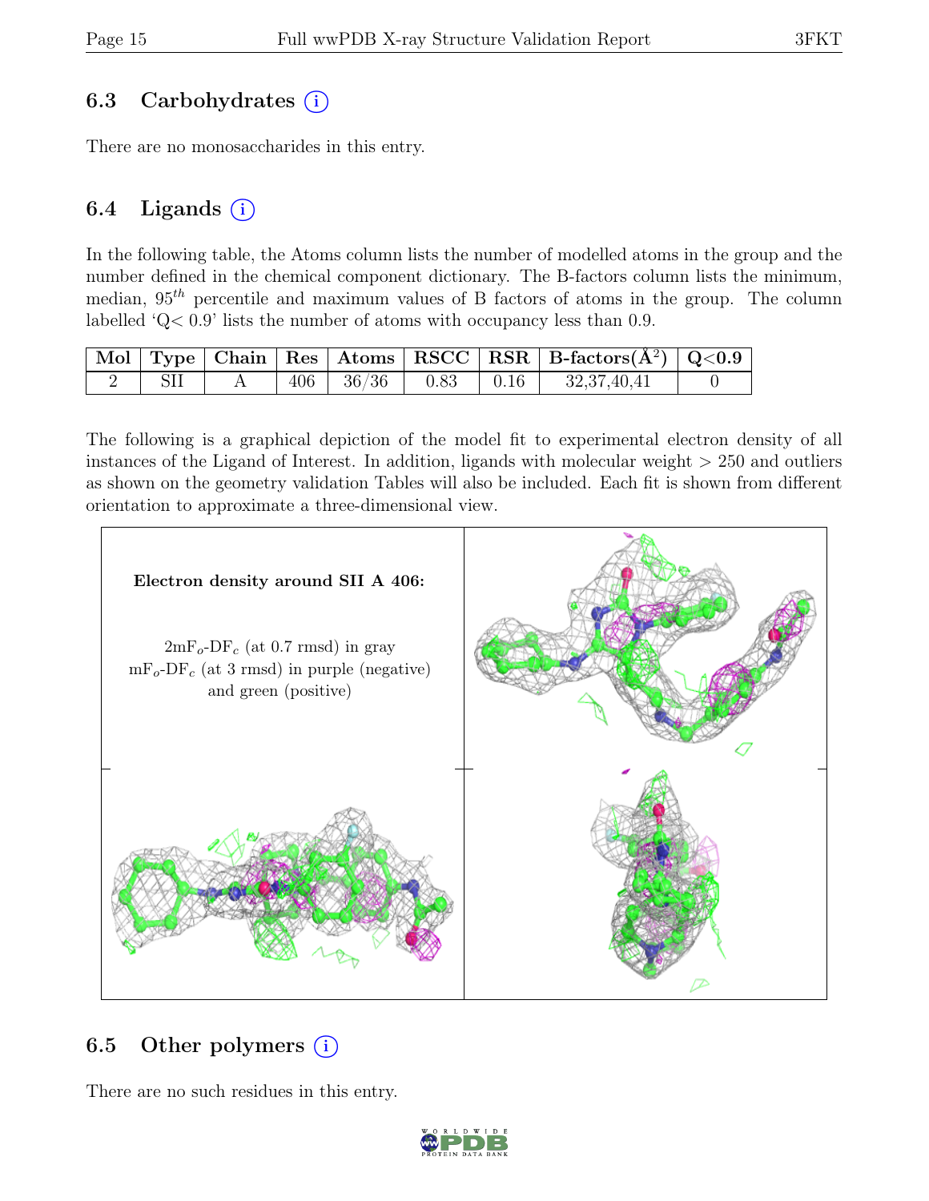### 6.3 Carbohydrates (i)

There are no monosaccharides in this entry.

### 6.4 Ligands (i)

In the following table, the Atoms column lists the number of modelled atoms in the group and the number defined in the chemical component dictionary. The B-factors column lists the minimum, median, $95^{th}$ percentile and maximum values of B factors of atoms in the group. The column labelled 'Q< 0.9' lists the number of atoms with occupancy less than 0.9.

| Mol | Type | Chain | Res | Atoms | RSCC | RSR | B-factors($Å^2$) | Q<0.9 |
|---|---|---|---|---|---|---|---|---|
| 2 | SII | A | 406 | 36/36 | 0.83 | 0.16 | 32,37,40,41 | 0 |

The following is a graphical depiction of the model fit to experimental electron density of all instances of the Ligand of Interest. In addition, ligands with molecular weight > 250 and outliers as shown on the geometry validation Tables will also be included. Each fit is shown from different orientation to approximate a three-dimensional view.

**Electron density around SII A 406:**

$2mF_o$-$DF_c$ (at 0.7 rmsd) in gray
$mF_o$-$DF_c$ (at 3 rmsd) in purple (negative)
and green (positive)

### 6.5 Other polymers (i)

There are no such residues in this entry.